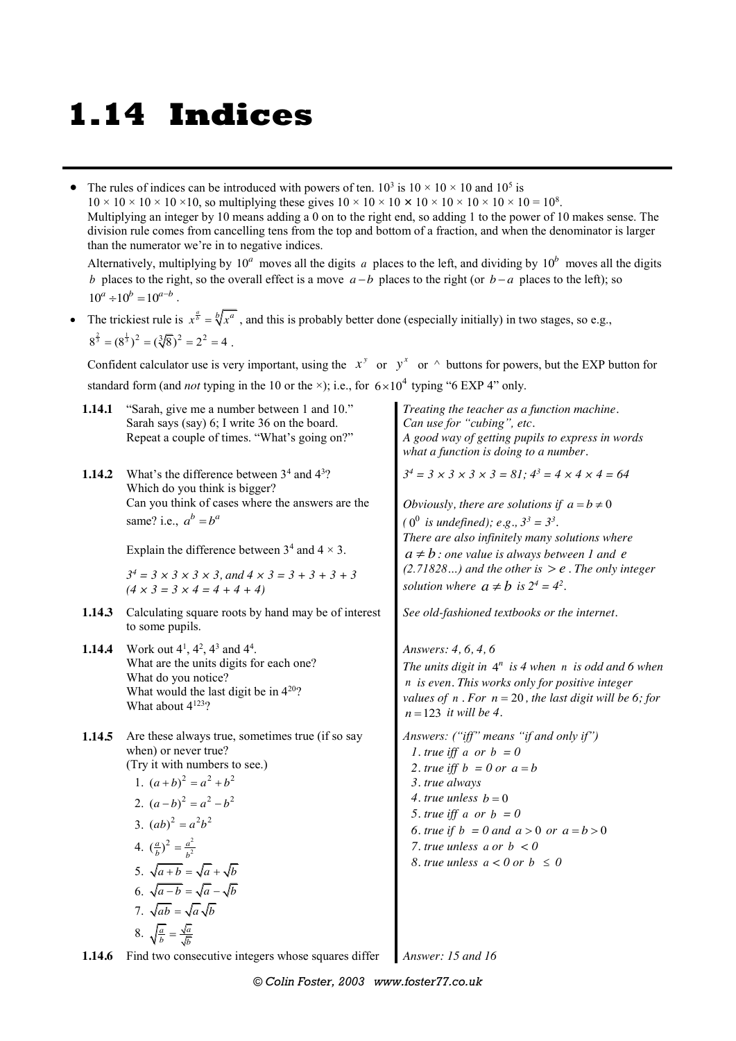# 1.14 Indices

- The rules of indices can be introduced with powers of ten. $10^3$ is $10 \times 10 \times 10$ and $10^5$ is $10 \times 10 \times 10 \times 10 \times 10$, so multiplying these gives $10 \times 10 \times 10 \times 10 \times 10 \times 10 \times 10 \times 10 = 10^8$. Multiplying an integer by 10 means adding a 0 on to the right end, so adding 1 to the power of 10 makes sense. The division rule comes from cancelling tens from the top and bottom of a fraction, and when the denominator is larger than the numerator we're in to negative indices.

  Alternatively, multiplying by $10^a$ moves all the digits $a$ places to the left, and dividing by $10^b$ moves all the digits $b$ places to the right, so the overall effect is a move $a-b$ places to the right (or $b-a$ places to the left); so $10^a \div 10^b = 10^{a-b}$.

- The trickiest rule is $x^{\frac{a}{b}} = \sqrt[b]{x^a}$, and this is probably better done (especially initially) in two stages, so e.g., $8^{\frac{2}{3}} = (8^{\frac{1}{3}})^2 = (\sqrt[3]{8})^2 = 2^2 = 4$.

  Confident calculator use is very important, using the $x^y$ or $y^x$ or ^ buttons for powers, but the EXP button for standard form (and *not* typing in the 10 or the ×); i.e., for $6 \times 10^4$ typing "6 EXP 4" only.

**1.14.1** "Sarah, give me a number between 1 and 10." Sarah says (say) 6; I write 36 on the board. Repeat a couple of times. "What's going on?"

*Treating the teacher as a function machine. Can use for "cubing", etc. A good way of getting pupils to express in words what a function is doing to a number.*

**1.14.2** What's the difference between $3^4$ and $4^3$? Which do you think is bigger? Can you think of cases where the answers are the same? i.e., $a^b = b^a$

Explain the difference between $3^4$ and $4 \times 3$.

*$3^4 = 3 \times 3 \times 3 \times 3$, and $4 \times 3 = 3 + 3 + 3 + 3$ ($4 \times 3 = 3 \times 4 = 4 + 4 + 4$)*

*$3^4 = 3 \times 3 \times 3 \times 3 = 81$; $4^3 = 4 \times 4 \times 4 = 64$*

*Obviously, there are solutions if $a = b \neq 0$ ($0^0$ is undefined); e.g., $3^3 = 3^3$. There are also infinitely many solutions where $a \neq b$: one value is always between 1 and $e$ (2.71828…) and the other is $> e$. The only integer solution where $a \neq b$ is $2^4 = 4^2$.*

**1.14.3** Calculating square roots by hand may be of interest to some pupils.

*See old-fashioned textbooks or the internet.*

**1.14.4** Work out $4^1$, $4^2$, $4^3$ and $4^4$. What are the units digits for each one? What do you notice? What would the last digit be in $4^{20}$? What about $4^{123}$?

*Answers: 4, 6, 4, 6*
*The units digit in $4^n$ is 4 when $n$ is odd and 6 when $n$ is even. This works only for positive integer values of $n$. For $n = 20$, the last digit will be 6; for $n = 123$ it will be 4.*

**1.14.5** Are these always true, sometimes true (if so say when) or never true? (Try it with numbers to see.)

1. $(a+b)^2 = a^2 + b^2$
2. $(a-b)^2 = a^2 - b^2$
3. $(ab)^2 = a^2 b^2$
4. $(\frac{a}{b})^2 = \frac{a^2}{b^2}$
5. $\sqrt{a+b} = \sqrt{a} + \sqrt{b}$
6. $\sqrt{a-b} = \sqrt{a} - \sqrt{b}$
7. $\sqrt{ab} = \sqrt{a}\sqrt{b}$
8. $\sqrt{\frac{a}{b}} = \frac{\sqrt{a}}{\sqrt{b}}$

*Answers: ("iff" means "if and only if")*

1. *true iff $a$ or $b = 0$*
2. *true iff $b = 0$ or $a = b$*
3. *true always*
4. *true unless $b = 0$*
5. *true iff $a$ or $b = 0$*
6. *true if $b = 0$ and $a > 0$ or $a = b > 0$*
7. *true unless $a$ or $b < 0$*
8. *true unless $a < 0$ or $b \leq 0$*

**1.14.6** Find two consecutive integers whose squares differ

*Answer: 15 and 16*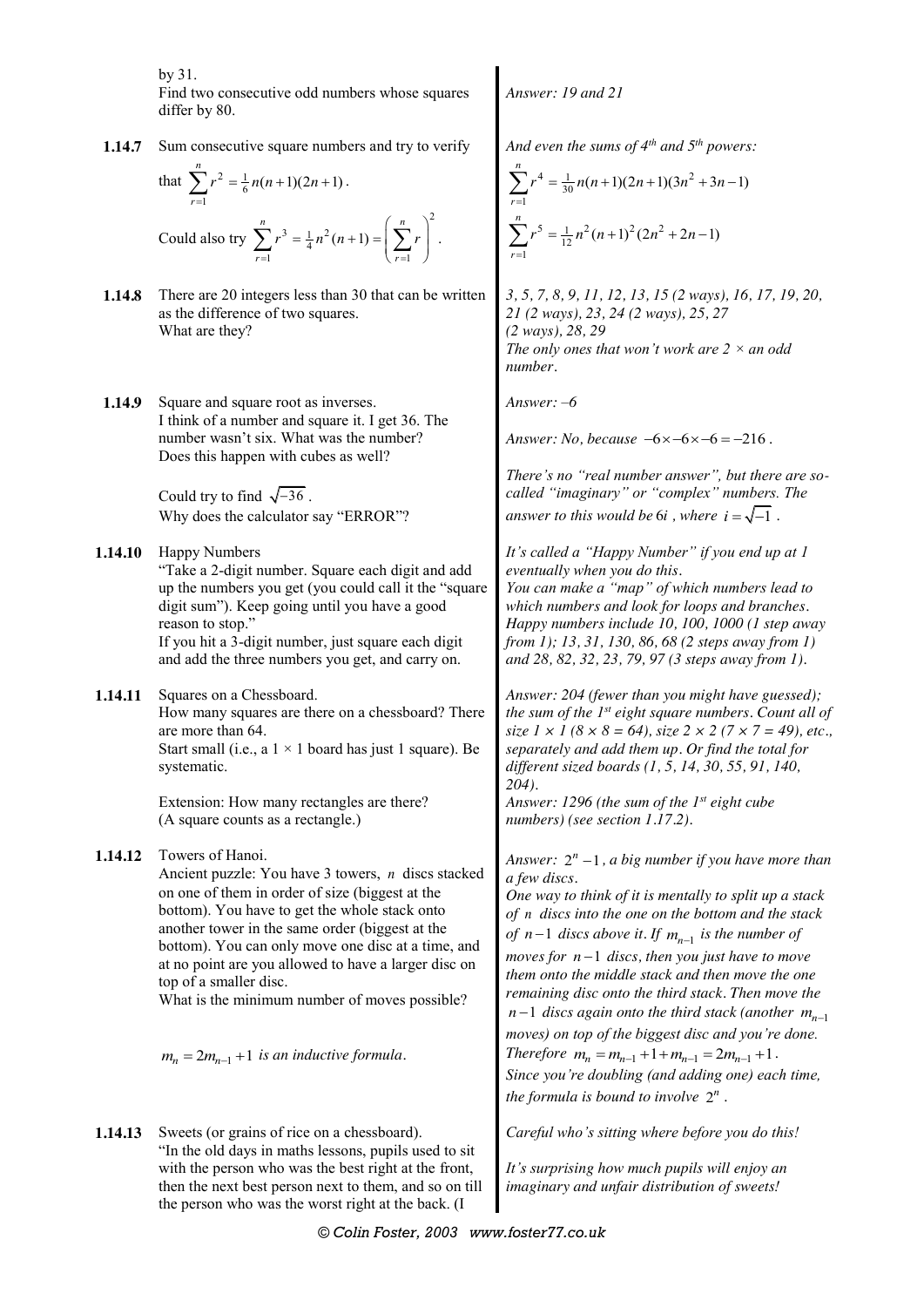by 31.
Find two consecutive odd numbers whose squares differ by 80.

*Answer: 19 and 21*

**1.14.7** Sum consecutive square numbers and try to verify that $\sum_{r=1}^{n} r^2 = \frac{1}{6}n(n+1)(2n+1)$.

Could also try $\sum_{r=1}^{n} r^3 = \frac{1}{4}n^2(n+1) = \left(\sum_{r=1}^{n} r\right)^2$.

*And even the sums of 4th and 5th powers:*

$$\sum_{r=1}^{n} r^4 = \frac{1}{30}n(n+1)(2n+1)(3n^2+3n-1)$$

$$\sum_{r=1}^{n} r^5 = \frac{1}{12}n^2(n+1)^2(2n^2+2n-1)$$

**1.14.8** There are 20 integers less than 30 that can be written as the difference of two squares.
What are they?

*3, 5, 7, 8, 9, 11, 12, 13, 15 (2 ways), 16, 17, 19, 20, 21 (2 ways), 23, 24 (2 ways), 25, 27 (2 ways), 28, 29*
*The only ones that won't work are 2 × an odd number.*

**1.14.9** Square and square root as inverses.
I think of a number and square it. I get 36. The number wasn't six. What was the number?
Does this happen with cubes as well?

*Answer: –6*

*Answer: No, because* $-6 \times -6 \times -6 = -216$.

Could try to find $\sqrt{-36}$.
Why does the calculator say "ERROR"?

*There's no "real number answer", but there are so-called "imaginary" or "complex" numbers. The answer to this would be* $6i$, *where* $i = \sqrt{-1}$.

**1.14.10** Happy Numbers
"Take a 2-digit number. Square each digit and add up the numbers you get (you could call it the "square digit sum"). Keep going until you have a good reason to stop."
If you hit a 3-digit number, just square each digit and add the three numbers you get, and carry on.

*It's called a "Happy Number" if you end up at 1 eventually when you do this.*
*You can make a "map" of which numbers lead to which numbers and look for loops and branches.*
*Happy numbers include 10, 100, 1000 (1 step away from 1); 13, 31, 130, 86, 68 (2 steps away from 1) and 28, 82, 32, 23, 79, 97 (3 steps away from 1).*

**1.14.11** Squares on a Chessboard.
How many squares are there on a chessboard? There are more than 64.
Start small (i.e., a 1 × 1 board has just 1 square). Be systematic.

*Answer: 204 (fewer than you might have guessed); the sum of the 1st eight square numbers. Count all of size 1 × 1 (8 × 8 = 64), size 2 × 2 (7 × 7 = 49), etc., separately and add them up. Or find the total for different sized boards (1, 5, 14, 30, 55, 91, 140, 204).*

Extension: How many rectangles are there?
(A square counts as a rectangle.)

*Answer: 1296 (the sum of the 1st eight cube numbers) (see section 1.17.2).*

**1.14.12** Towers of Hanoi.
Ancient puzzle: You have 3 towers, $n$ discs stacked on one of them in order of size (biggest at the bottom). You have to get the whole stack onto another tower in the same order (biggest at the bottom). You can only move one disc at a time, and at no point are you allowed to have a larger disc on top of a smaller disc.
What is the minimum number of moves possible?

$m_n = 2m_{n-1} + 1$ *is an inductive formula.*

*Answer:* $2^n - 1$, *a big number if you have more than a few discs.*
*One way to think of it is mentally to split up a stack of* $n$ *discs into the one on the bottom and the stack of* $n-1$ *discs above it. If* $m_{n-1}$ *is the number of moves for* $n-1$ *discs, then you just have to move them onto the middle stack and then move the one remaining disc onto the third stack. Then move the* $n-1$ *discs again onto the third stack (another* $m_{n-1}$ *moves) on top of the biggest disc and you're done.*
*Therefore* $m_n = m_{n-1} + 1 + m_{n-1} = 2m_{n-1} + 1$.
*Since you're doubling (and adding one) each time, the formula is bound to involve* $2^n$.

**1.14.13** Sweets (or grains of rice on a chessboard).
"In the old days in maths lessons, pupils used to sit with the person who was the best right at the front, then the next best person next to them, and so on till the person who was the worst right at the back. (I

*Careful who's sitting where before you do this!*

*It's surprising how much pupils will enjoy an imaginary and unfair distribution of sweets!*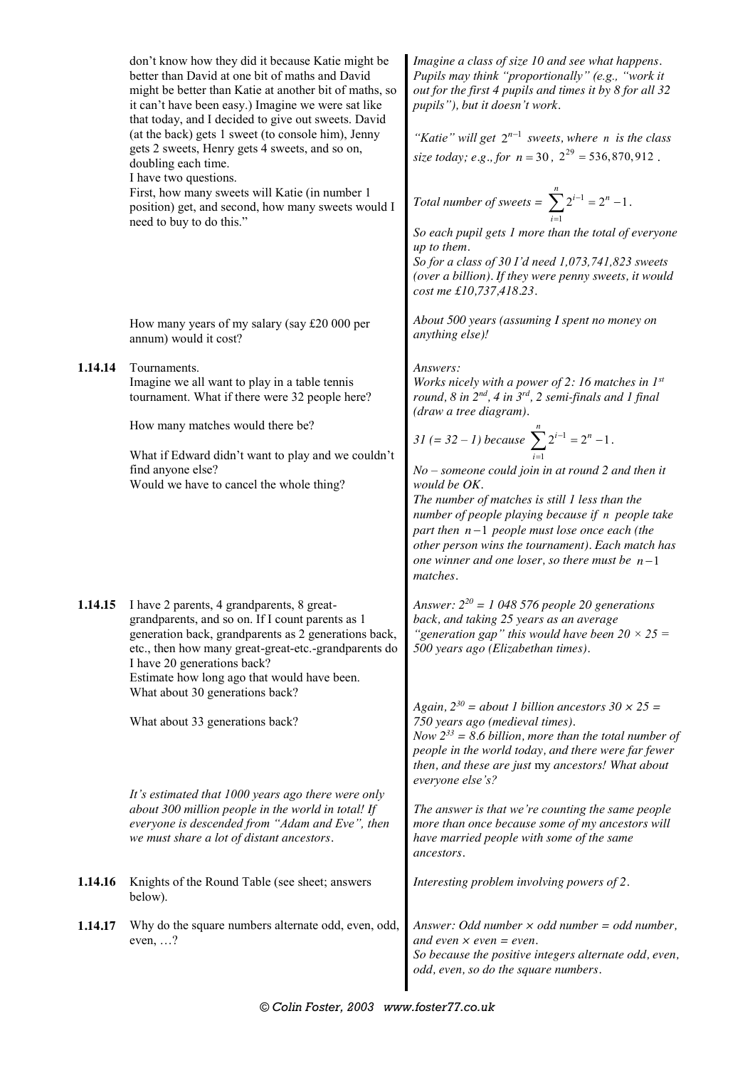don't know how they did it because Katie might be better than David at one bit of maths and David might be better than Katie at another bit of maths, so it can't have been easy.) Imagine we were sat like that today, and I decided to give out sweets. David (at the back) gets 1 sweet (to console him), Jenny gets 2 sweets, Henry gets 4 sweets, and so on, doubling each time.
I have two questions.
First, how many sweets will Katie (in number 1 position) get, and second, how many sweets would I need to buy to do this."

*Imagine a class of size 10 and see what happens. Pupils may think "proportionally" (e.g., "work it out for the first 4 pupils and times it by 8 for all 32 pupils"), but it doesn't work.*

*"Katie" will get $2^{n-1}$ sweets, where $n$ is the class size today; e.g., for $n = 30$, $2^{29} = 536,870,912$.*

*Total number of sweets = $\sum_{i=1}^{n} 2^{i-1} = 2^n - 1$.*

*So each pupil gets 1 more than the total of everyone up to them.*
*So for a class of 30 I'd need 1,073,741,823 sweets (over a billion). If they were penny sweets, it would cost me £10,737,418.23.*

How many years of my salary (say £20 000 per annum) would it cost?

*About 500 years (assuming I spent no money on anything else)!*

**1.14.14** Tournaments.
Imagine we all want to play in a table tennis tournament. What if there were 32 people here?

How many matches would there be?

What if Edward didn't want to play and we couldn't find anyone else?
Would we have to cancel the whole thing?

*Answers:*
*Works nicely with a power of 2: 16 matches in 1st round, 8 in 2nd, 4 in 3rd, 2 semi-finals and 1 final (draw a tree diagram).*

*31 (= 32 – 1) because $\sum_{i=1}^{n} 2^{i-1} = 2^n - 1$.*

*No – someone could join in at round 2 and then it would be OK.*
*The number of matches is still 1 less than the number of people playing because if $n$ people take part then $n-1$ people must lose once each (the other person wins the tournament). Each match has one winner and one loser, so there must be $n-1$ matches.*

**1.14.15** I have 2 parents, 4 grandparents, 8 great-grandparents, and so on. If I count parents as 1 generation back, grandparents as 2 generations back, etc., then how many great-great-etc.-grandparents do I have 20 generations back?
Estimate how long ago that would have been.
What about 30 generations back?

What about 33 generations back?

*Answer: $2^{20}$ = 1 048 576 people 20 generations back, and taking 25 years as an average "generation gap" this would have been $20 \times 25$ = 500 years ago (Elizabethan times).*

*Again, $2^{30}$ = about 1 billion ancestors $30 \times 25$ = 750 years ago (medieval times).*
*Now $2^{33}$ = 8.6 billion, more than the total number of people in the world today, and there were far fewer then, and these are just* my *ancestors! What about everyone else's?*

*It's estimated that 1000 years ago there were only about 300 million people in the world in total! If everyone is descended from "Adam and Eve", then we must share a lot of distant ancestors.*

*The answer is that we're counting the same people more than once because some of my ancestors will have married people with some of the same ancestors.*

**1.14.16** Knights of the Round Table (see sheet; answers below).

*Interesting problem involving powers of 2.*

**1.14.17** Why do the square numbers alternate odd, even, odd, even, …?

*Answer: Odd number × odd number = odd number, and even × even = even.*
*So because the positive integers alternate odd, even, odd, even, so do the square numbers.*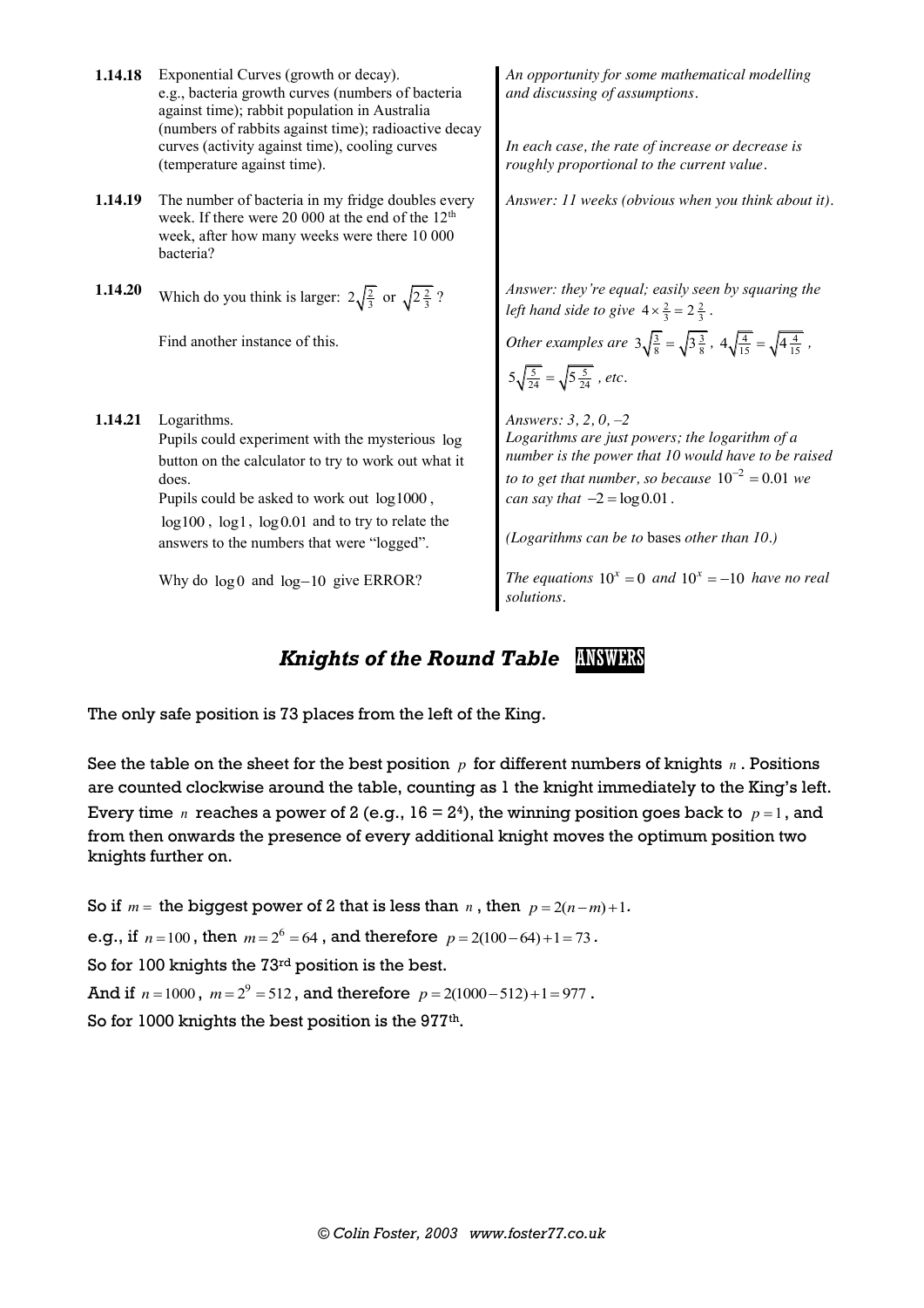**1.14.18** Exponential Curves (growth or decay). e.g., bacteria growth curves (numbers of bacteria against time); rabbit population in Australia (numbers of rabbits against time); radioactive decay curves (activity against time), cooling curves (temperature against time).

*An opportunity for some mathematical modelling and discussing of assumptions.*

*In each case, the rate of increase or decrease is roughly proportional to the current value.*

**1.14.19** The number of bacteria in my fridge doubles every week. If there were 20 000 at the end of the 12th week, after how many weeks were there 10 000 bacteria?

*Answer: 11 weeks (obvious when you think about it).*

**1.14.20** Which do you think is larger: $2\sqrt{\frac{2}{3}}$ or $\sqrt{2\frac{2}{3}}$ ?

Find another instance of this.

*Answer: they're equal; easily seen by squaring the left hand side to give* $4\times\frac{2}{3}=2\frac{2}{3}$.

*Other examples are* $3\sqrt{\frac{3}{8}}=\sqrt{3\frac{3}{8}}$, $4\sqrt{\frac{4}{15}}=\sqrt{4\frac{4}{15}}$, $5\sqrt{\frac{5}{24}}=\sqrt{5\frac{5}{24}}$, *etc.*

**1.14.21** Logarithms.
Pupils could experiment with the mysterious $\log$ button on the calculator to try to work out what it does.
Pupils could be asked to work out $\log 1000$, $\log 100$, $\log 1$, $\log 0.01$ and to try to relate the answers to the numbers that were "logged".

Why do $\log 0$ and $\log -10$ give ERROR?

*Answers: 3, 2, 0, –2*
*Logarithms are just powers; the logarithm of a number is the power that 10 would have to be raised to to get that number, so because* $10^{-2}=0.01$ *we can say that* $-2=\log 0.01$.

*(Logarithms can be to* bases *other than 10.)*

*The equations* $10^x=0$ *and* $10^x=-10$ *have no real solutions.*

## *Knights of the Round Table* ANSWERS

The only safe position is 73 places from the left of the King.

See the table on the sheet for the best position $p$ for different numbers of knights $n$. Positions are counted clockwise around the table, counting as 1 the knight immediately to the King's left. Every time $n$ reaches a power of 2 (e.g., $16 = 2^4$), the winning position goes back to $p=1$, and from then onwards the presence of every additional knight moves the optimum position two knights further on.

So if $m=$ the biggest power of 2 that is less than $n$, then $p=2(n-m)+1$.

e.g., if $n=100$, then $m=2^6=64$, and therefore $p=2(100-64)+1=73$.

So for 100 knights the 73rd position is the best.

And if $n=1000$, $m=2^9=512$, and therefore $p=2(1000-512)+1=977$.

So for 1000 knights the best position is the 977th.

© Colin Foster, 2003 www.foster77.co.uk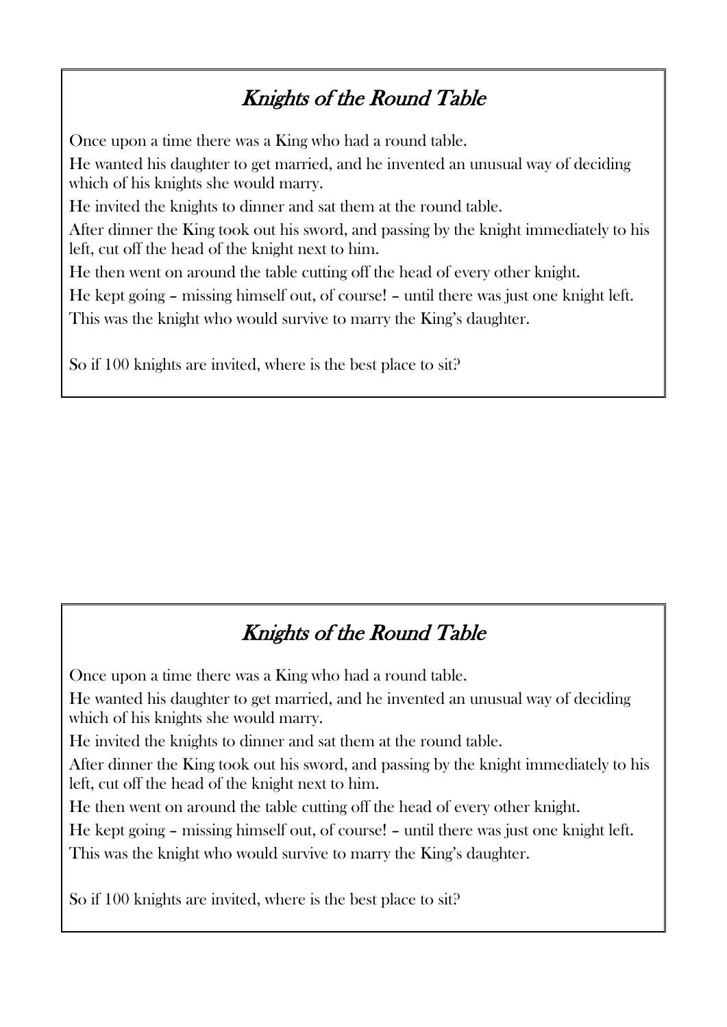## *Knights of the Round Table*

Once upon a time there was a King who had a round table.

He wanted his daughter to get married, and he invented an unusual way of deciding which of his knights she would marry.

He invited the knights to dinner and sat them at the round table.

After dinner the King took out his sword, and passing by the knight immediately to his left, cut off the head of the knight next to him.

He then went on around the table cutting off the head of every other knight.

He kept going – missing himself out, of course! – until there was just one knight left.

This was the knight who would survive to marry the King's daughter.

So if 100 knights are invited, where is the best place to sit?

## *Knights of the Round Table*

Once upon a time there was a King who had a round table.

He wanted his daughter to get married, and he invented an unusual way of deciding which of his knights she would marry.

He invited the knights to dinner and sat them at the round table.

After dinner the King took out his sword, and passing by the knight immediately to his left, cut off the head of the knight next to him.

He then went on around the table cutting off the head of every other knight.

He kept going – missing himself out, of course! – until there was just one knight left.

This was the knight who would survive to marry the King's daughter.

So if 100 knights are invited, where is the best place to sit?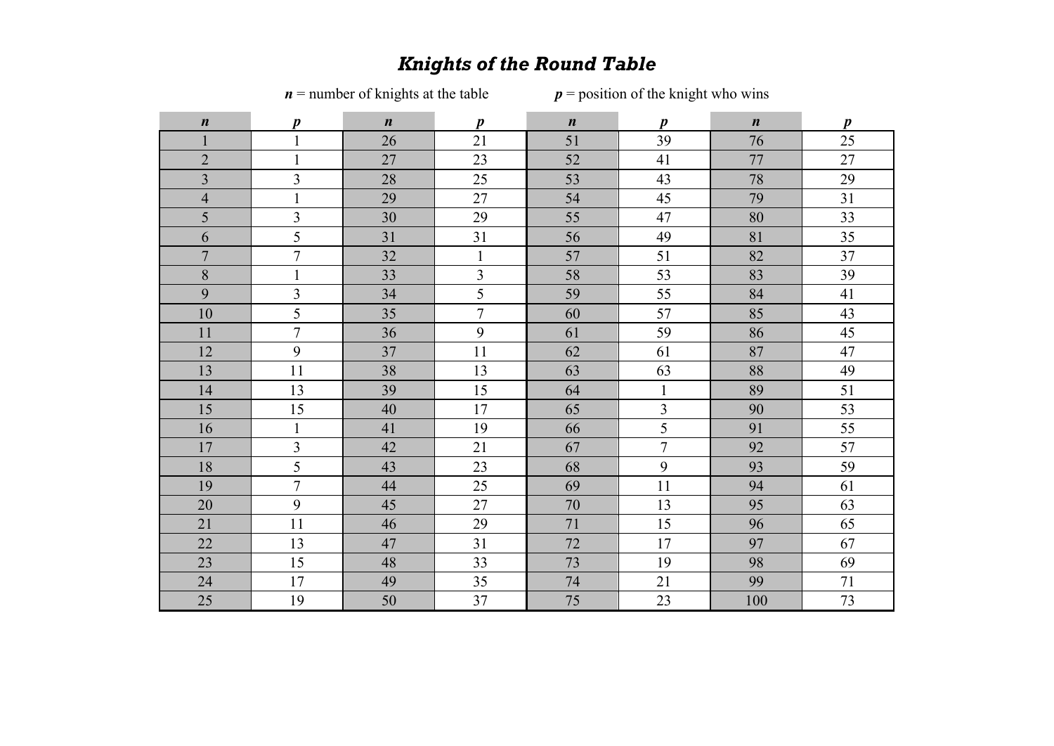# *Knights of the Round Table*

***n*** = number of knights at the table ***p*** = position of the knight who wins

| *n* | *p* | *n* | *p* | *n* | *p* | *n* | *p* |
|---|---|---|---|---|---|---|---|
| 1 | 1 | 26 | 21 | 51 | 39 | 76 | 25 |
| 2 | 1 | 27 | 23 | 52 | 41 | 77 | 27 |
| 3 | 3 | 28 | 25 | 53 | 43 | 78 | 29 |
| 4 | 1 | 29 | 27 | 54 | 45 | 79 | 31 |
| 5 | 3 | 30 | 29 | 55 | 47 | 80 | 33 |
| 6 | 5 | 31 | 31 | 56 | 49 | 81 | 35 |
| 7 | 7 | 32 | 1 | 57 | 51 | 82 | 37 |
| 8 | 1 | 33 | 3 | 58 | 53 | 83 | 39 |
| 9 | 3 | 34 | 5 | 59 | 55 | 84 | 41 |
| 10 | 5 | 35 | 7 | 60 | 57 | 85 | 43 |
| 11 | 7 | 36 | 9 | 61 | 59 | 86 | 45 |
| 12 | 9 | 37 | 11 | 62 | 61 | 87 | 47 |
| 13 | 11 | 38 | 13 | 63 | 63 | 88 | 49 |
| 14 | 13 | 39 | 15 | 64 | 1 | 89 | 51 |
| 15 | 15 | 40 | 17 | 65 | 3 | 90 | 53 |
| 16 | 1 | 41 | 19 | 66 | 5 | 91 | 55 |
| 17 | 3 | 42 | 21 | 67 | 7 | 92 | 57 |
| 18 | 5 | 43 | 23 | 68 | 9 | 93 | 59 |
| 19 | 7 | 44 | 25 | 69 | 11 | 94 | 61 |
| 20 | 9 | 45 | 27 | 70 | 13 | 95 | 63 |
| 21 | 11 | 46 | 29 | 71 | 15 | 96 | 65 |
| 22 | 13 | 47 | 31 | 72 | 17 | 97 | 67 |
| 23 | 15 | 48 | 33 | 73 | 19 | 98 | 69 |
| 24 | 17 | 49 | 35 | 74 | 21 | 99 | 71 |
| 25 | 19 | 50 | 37 | 75 | 23 | 100 | 73 |